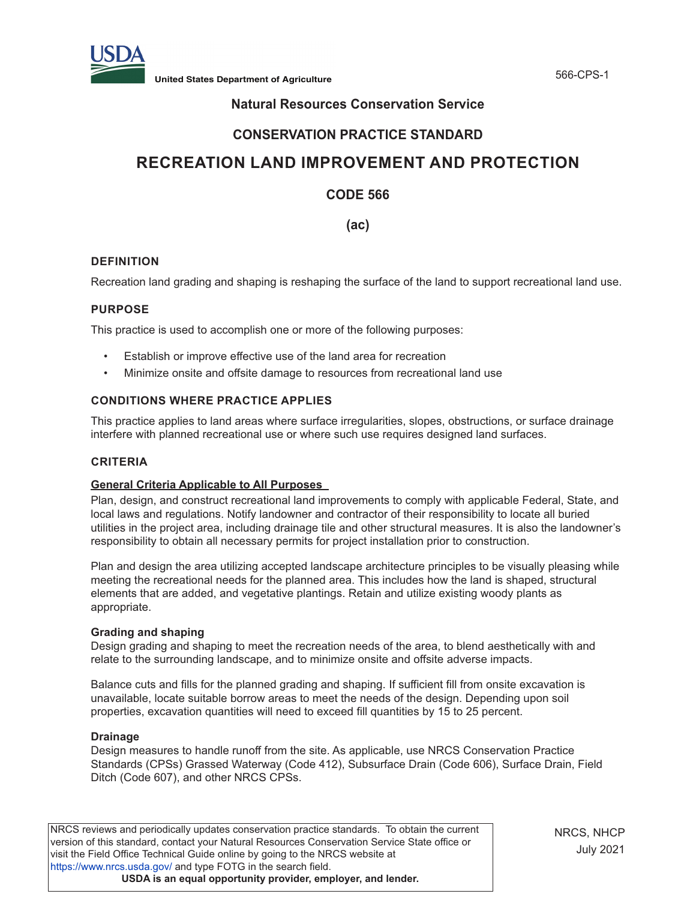# Natural Resources Conservation Service

## CONSERVATION PRACTICE STANDARD

# RECREATION LAND IMPROVEMENT AND PROTECTION

## CODE 566

**(ac)**

### DEFINITION

Recreation land grading and shaping is reshaping the surface of the land to support recreational land use.

### PURPOSE

This practice is used to accomplish one or more of the following purposes:

- Establish or improve effective use of the land area for recreation
- Minimize onsite and offsite damage to resources from recreational land use

### CONDITIONS WHERE PRACTICE APPLIES

This practice applies to land areas where surface irregularities, slopes, obstructions, or surface drainage interfere with planned recreational use or where such use requires designed land surfaces.

### CRITERIA

#### General Criteria Applicable to All Purposes

Plan, design, and construct recreational land improvements to comply with applicable Federal, State, and local laws and regulations. Notify landowner and contractor of their responsibility to locate all buried utilities in the project area, including drainage tile and other structural measures. It is also the landowner's responsibility to obtain all necessary permits for project installation prior to construction.

Plan and design the area utilizing accepted landscape architecture principles to be visually pleasing while meeting the recreational needs for the planned area. This includes how the land is shaped, structural elements that are added, and vegetative plantings. Retain and utilize existing woody plants as appropriate.

**Grading and shaping**

Design grading and shaping to meet the recreation needs of the area, to blend aesthetically with and relate to the surrounding landscape, and to minimize onsite and offsite adverse impacts.

Balance cuts and fills for the planned grading and shaping. If sufficient fill from onsite excavation is unavailable, locate suitable borrow areas to meet the needs of the design. Depending upon soil properties, excavation quantities will need to exceed fill quantities by 15 to 25 percent.

**Drainage**

Design measures to handle runoff from the site. As applicable, use NRCS Conservation Practice Standards (CPSs) Grassed Waterway (Code 412), Subsurface Drain (Code 606), Surface Drain, Field Ditch (Code 607), and other NRCS CPSs.

NRCS reviews and periodically updates conservation practice standards. To obtain the current version of this standard, contact your Natural Resources Conservation Service State office or visit the Field Office Technical Guide online by going to the NRCS website at https://www.nrcs.usda.gov/ and type FOTG in the search field.

**USDA is an equal opportunity provider, employer, and lender.**

NRCS, NHCP
July 2021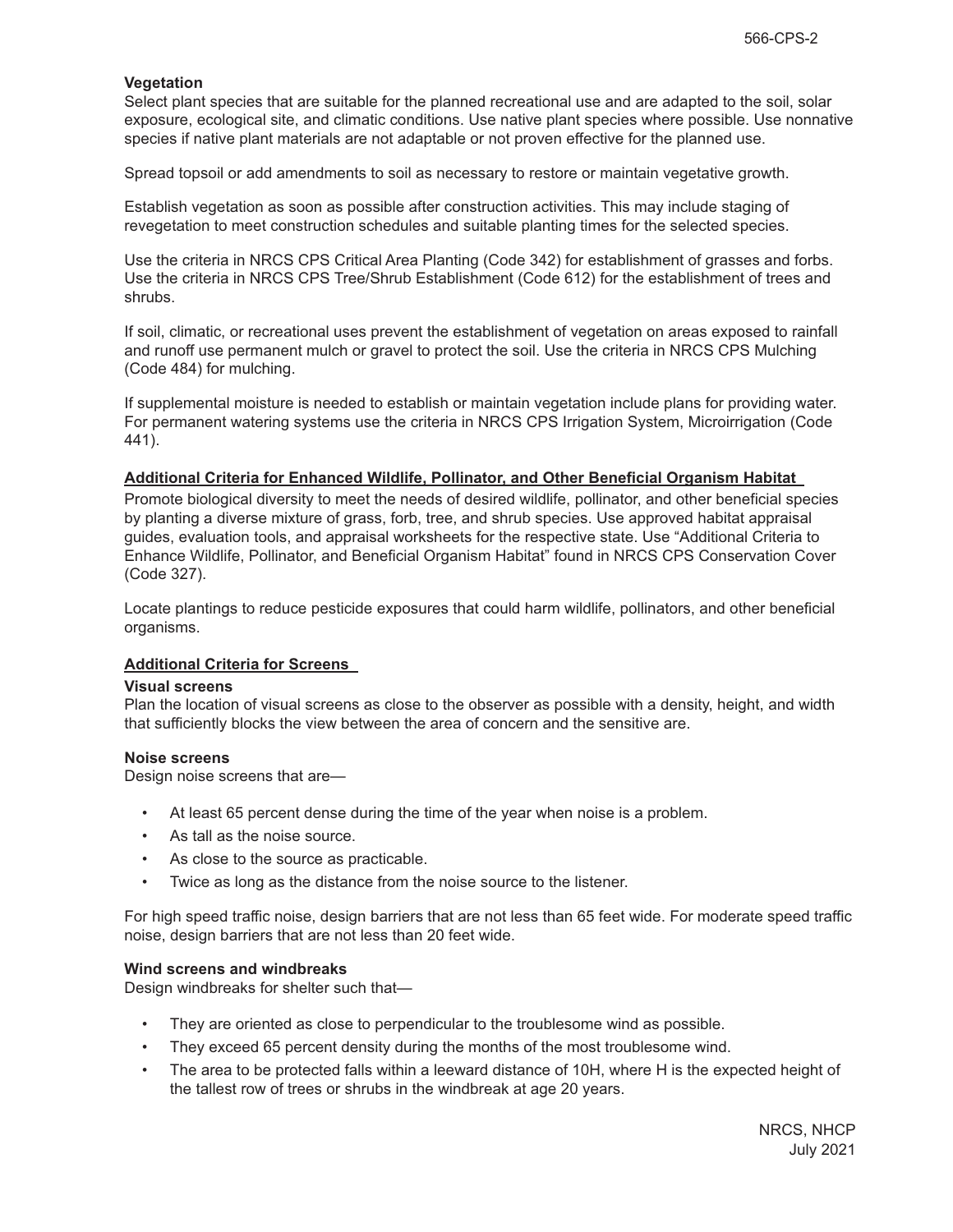### Vegetation

Select plant species that are suitable for the planned recreational use and are adapted to the soil, solar exposure, ecological site, and climatic conditions. Use native plant species where possible. Use nonnative species if native plant materials are not adaptable or not proven effective for the planned use.

Spread topsoil or add amendments to soil as necessary to restore or maintain vegetative growth.

Establish vegetation as soon as possible after construction activities. This may include staging of revegetation to meet construction schedules and suitable planting times for the selected species.

Use the criteria in NRCS CPS Critical Area Planting (Code 342) for establishment of grasses and forbs. Use the criteria in NRCS CPS Tree/Shrub Establishment (Code 612) for the establishment of trees and shrubs.

If soil, climatic, or recreational uses prevent the establishment of vegetation on areas exposed to rainfall and runoff use permanent mulch or gravel to protect the soil. Use the criteria in NRCS CPS Mulching (Code 484) for mulching.

If supplemental moisture is needed to establish or maintain vegetation include plans for providing water. For permanent watering systems use the criteria in NRCS CPS Irrigation System, Microirrigation (Code 441).

## Additional Criteria for Enhanced Wildlife, Pollinator, and Other Beneficial Organism Habitat

Promote biological diversity to meet the needs of desired wildlife, pollinator, and other beneficial species by planting a diverse mixture of grass, forb, tree, and shrub species. Use approved habitat appraisal guides, evaluation tools, and appraisal worksheets for the respective state. Use "Additional Criteria to Enhance Wildlife, Pollinator, and Beneficial Organism Habitat" found in NRCS CPS Conservation Cover (Code 327).

Locate plantings to reduce pesticide exposures that could harm wildlife, pollinators, and other beneficial organisms.

## Additional Criteria for Screens

### Visual screens

Plan the location of visual screens as close to the observer as possible with a density, height, and width that sufficiently blocks the view between the area of concern and the sensitive are.

### Noise screens

Design noise screens that are—

- At least 65 percent dense during the time of the year when noise is a problem.
- As tall as the noise source.
- As close to the source as practicable.
- Twice as long as the distance from the noise source to the listener.

For high speed traffic noise, design barriers that are not less than 65 feet wide. For moderate speed traffic noise, design barriers that are not less than 20 feet wide.

### Wind screens and windbreaks

Design windbreaks for shelter such that—

- They are oriented as close to perpendicular to the troublesome wind as possible.
- They exceed 65 percent density during the months of the most troublesome wind.
- The area to be protected falls within a leeward distance of 10H, where H is the expected height of the tallest row of trees or shrubs in the windbreak at age 20 years.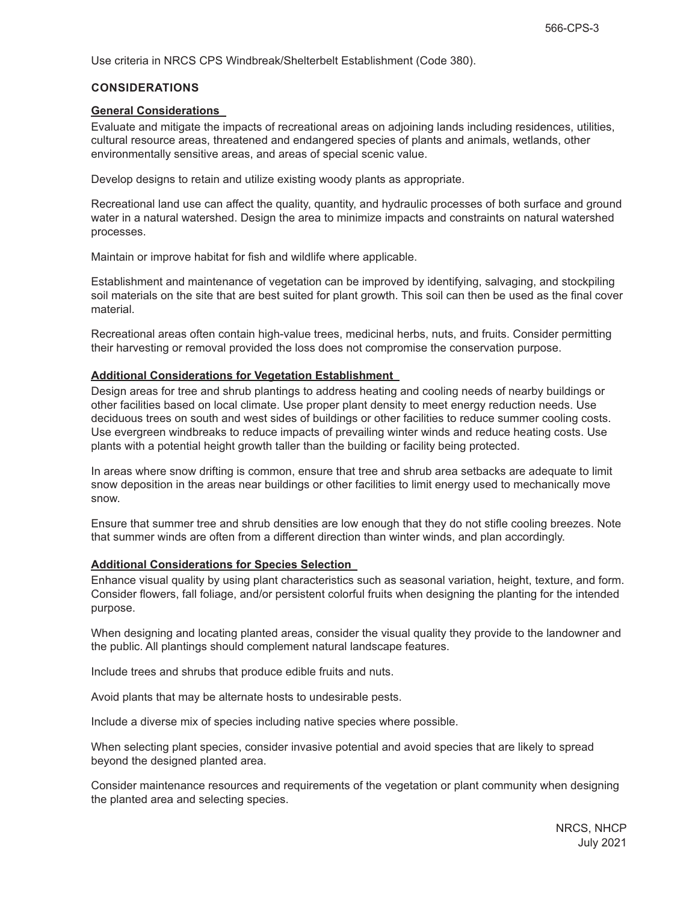Use criteria in NRCS CPS Windbreak/Shelterbelt Establishment (Code 380).

## CONSIDERATIONS

### General Considerations

Evaluate and mitigate the impacts of recreational areas on adjoining lands including residences, utilities, cultural resource areas, threatened and endangered species of plants and animals, wetlands, other environmentally sensitive areas, and areas of special scenic value.

Develop designs to retain and utilize existing woody plants as appropriate.

Recreational land use can affect the quality, quantity, and hydraulic processes of both surface and ground water in a natural watershed. Design the area to minimize impacts and constraints on natural watershed processes.

Maintain or improve habitat for fish and wildlife where applicable.

Establishment and maintenance of vegetation can be improved by identifying, salvaging, and stockpiling soil materials on the site that are best suited for plant growth. This soil can then be used as the final cover material.

Recreational areas often contain high-value trees, medicinal herbs, nuts, and fruits. Consider permitting their harvesting or removal provided the loss does not compromise the conservation purpose.

### Additional Considerations for Vegetation Establishment

Design areas for tree and shrub plantings to address heating and cooling needs of nearby buildings or other facilities based on local climate. Use proper plant density to meet energy reduction needs. Use deciduous trees on south and west sides of buildings or other facilities to reduce summer cooling costs. Use evergreen windbreaks to reduce impacts of prevailing winter winds and reduce heating costs. Use plants with a potential height growth taller than the building or facility being protected.

In areas where snow drifting is common, ensure that tree and shrub area setbacks are adequate to limit snow deposition in the areas near buildings or other facilities to limit energy used to mechanically move snow.

Ensure that summer tree and shrub densities are low enough that they do not stifle cooling breezes. Note that summer winds are often from a different direction than winter winds, and plan accordingly.

### Additional Considerations for Species Selection

Enhance visual quality by using plant characteristics such as seasonal variation, height, texture, and form. Consider flowers, fall foliage, and/or persistent colorful fruits when designing the planting for the intended purpose.

When designing and locating planted areas, consider the visual quality they provide to the landowner and the public. All plantings should complement natural landscape features.

Include trees and shrubs that produce edible fruits and nuts.

Avoid plants that may be alternate hosts to undesirable pests.

Include a diverse mix of species including native species where possible.

When selecting plant species, consider invasive potential and avoid species that are likely to spread beyond the designed planted area.

Consider maintenance resources and requirements of the vegetation or plant community when designing the planted area and selecting species.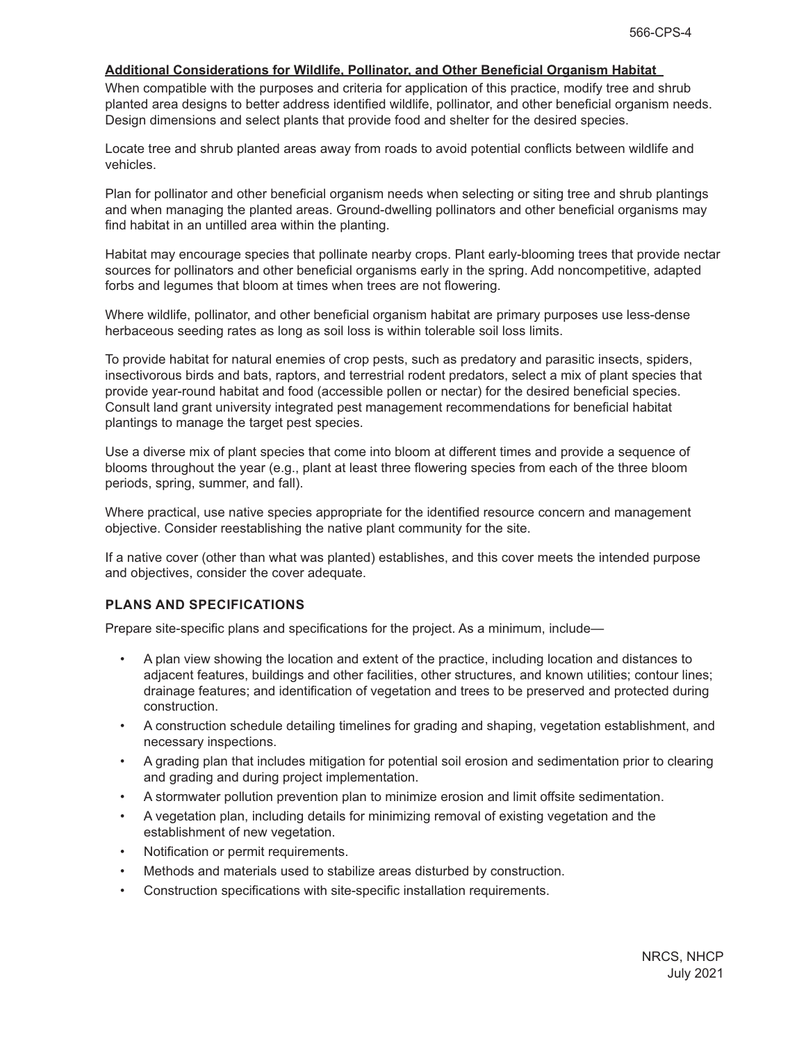### Additional Considerations for Wildlife, Pollinator, and Other Beneficial Organism Habitat

When compatible with the purposes and criteria for application of this practice, modify tree and shrub planted area designs to better address identified wildlife, pollinator, and other beneficial organism needs. Design dimensions and select plants that provide food and shelter for the desired species.

Locate tree and shrub planted areas away from roads to avoid potential conflicts between wildlife and vehicles.

Plan for pollinator and other beneficial organism needs when selecting or siting tree and shrub plantings and when managing the planted areas. Ground-dwelling pollinators and other beneficial organisms may find habitat in an untilled area within the planting.

Habitat may encourage species that pollinate nearby crops. Plant early-blooming trees that provide nectar sources for pollinators and other beneficial organisms early in the spring. Add noncompetitive, adapted forbs and legumes that bloom at times when trees are not flowering.

Where wildlife, pollinator, and other beneficial organism habitat are primary purposes use less-dense herbaceous seeding rates as long as soil loss is within tolerable soil loss limits.

To provide habitat for natural enemies of crop pests, such as predatory and parasitic insects, spiders, insectivorous birds and bats, raptors, and terrestrial rodent predators, select a mix of plant species that provide year-round habitat and food (accessible pollen or nectar) for the desired beneficial species. Consult land grant university integrated pest management recommendations for beneficial habitat plantings to manage the target pest species.

Use a diverse mix of plant species that come into bloom at different times and provide a sequence of blooms throughout the year (e.g., plant at least three flowering species from each of the three bloom periods, spring, summer, and fall).

Where practical, use native species appropriate for the identified resource concern and management objective. Consider reestablishing the native plant community for the site.

If a native cover (other than what was planted) establishes, and this cover meets the intended purpose and objectives, consider the cover adequate.

## PLANS AND SPECIFICATIONS

Prepare site-specific plans and specifications for the project. As a minimum, include—

- A plan view showing the location and extent of the practice, including location and distances to adjacent features, buildings and other facilities, other structures, and known utilities; contour lines; drainage features; and identification of vegetation and trees to be preserved and protected during construction.
- A construction schedule detailing timelines for grading and shaping, vegetation establishment, and necessary inspections.
- A grading plan that includes mitigation for potential soil erosion and sedimentation prior to clearing and grading and during project implementation.
- A stormwater pollution prevention plan to minimize erosion and limit offsite sedimentation.
- A vegetation plan, including details for minimizing removal of existing vegetation and the establishment of new vegetation.
- Notification or permit requirements.
- Methods and materials used to stabilize areas disturbed by construction.
- Construction specifications with site-specific installation requirements.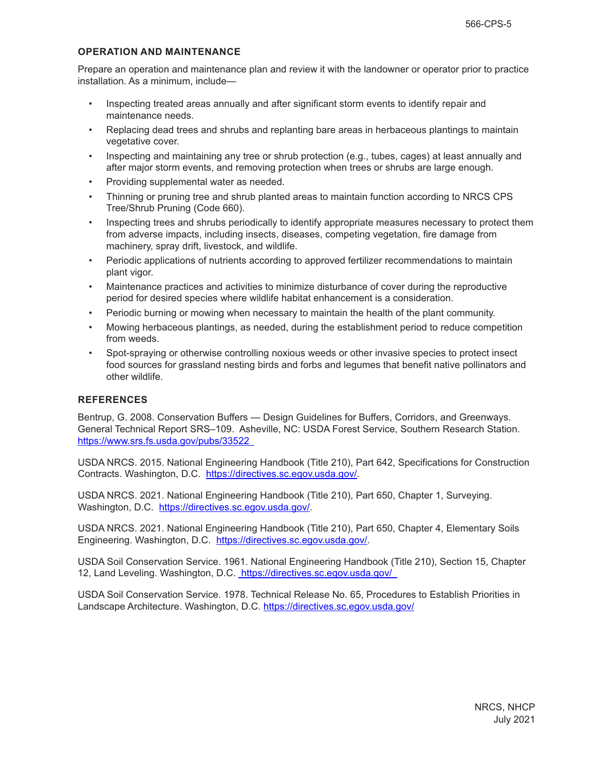## OPERATION AND MAINTENANCE

Prepare an operation and maintenance plan and review it with the landowner or operator prior to practice installation. As a minimum, include—

- Inspecting treated areas annually and after significant storm events to identify repair and maintenance needs.
- Replacing dead trees and shrubs and replanting bare areas in herbaceous plantings to maintain vegetative cover.
- Inspecting and maintaining any tree or shrub protection (e.g., tubes, cages) at least annually and after major storm events, and removing protection when trees or shrubs are large enough.
- Providing supplemental water as needed.
- Thinning or pruning tree and shrub planted areas to maintain function according to NRCS CPS Tree/Shrub Pruning (Code 660).
- Inspecting trees and shrubs periodically to identify appropriate measures necessary to protect them from adverse impacts, including insects, diseases, competing vegetation, fire damage from machinery, spray drift, livestock, and wildlife.
- Periodic applications of nutrients according to approved fertilizer recommendations to maintain plant vigor.
- Maintenance practices and activities to minimize disturbance of cover during the reproductive period for desired species where wildlife habitat enhancement is a consideration.
- Periodic burning or mowing when necessary to maintain the health of the plant community.
- Mowing herbaceous plantings, as needed, during the establishment period to reduce competition from weeds.
- Spot-spraying or otherwise controlling noxious weeds or other invasive species to protect insect food sources for grassland nesting birds and forbs and legumes that benefit native pollinators and other wildlife.

## REFERENCES

Bentrup, G. 2008. Conservation Buffers — Design Guidelines for Buffers, Corridors, and Greenways. General Technical Report SRS–109. Asheville, NC: USDA Forest Service, Southern Research Station. https://www.srs.fs.usda.gov/pubs/33522

USDA NRCS. 2015. National Engineering Handbook (Title 210), Part 642, Specifications for Construction Contracts. Washington, D.C. https://directives.sc.egov.usda.gov/.

USDA NRCS. 2021. National Engineering Handbook (Title 210), Part 650, Chapter 1, Surveying. Washington, D.C. https://directives.sc.egov.usda.gov/.

USDA NRCS. 2021. National Engineering Handbook (Title 210), Part 650, Chapter 4, Elementary Soils Engineering. Washington, D.C. https://directives.sc.egov.usda.gov/.

USDA Soil Conservation Service. 1961. National Engineering Handbook (Title 210), Section 15, Chapter 12, Land Leveling. Washington, D.C. https://directives.sc.egov.usda.gov/

USDA Soil Conservation Service. 1978. Technical Release No. 65, Procedures to Establish Priorities in Landscape Architecture. Washington, D.C. https://directives.sc.egov.usda.gov/